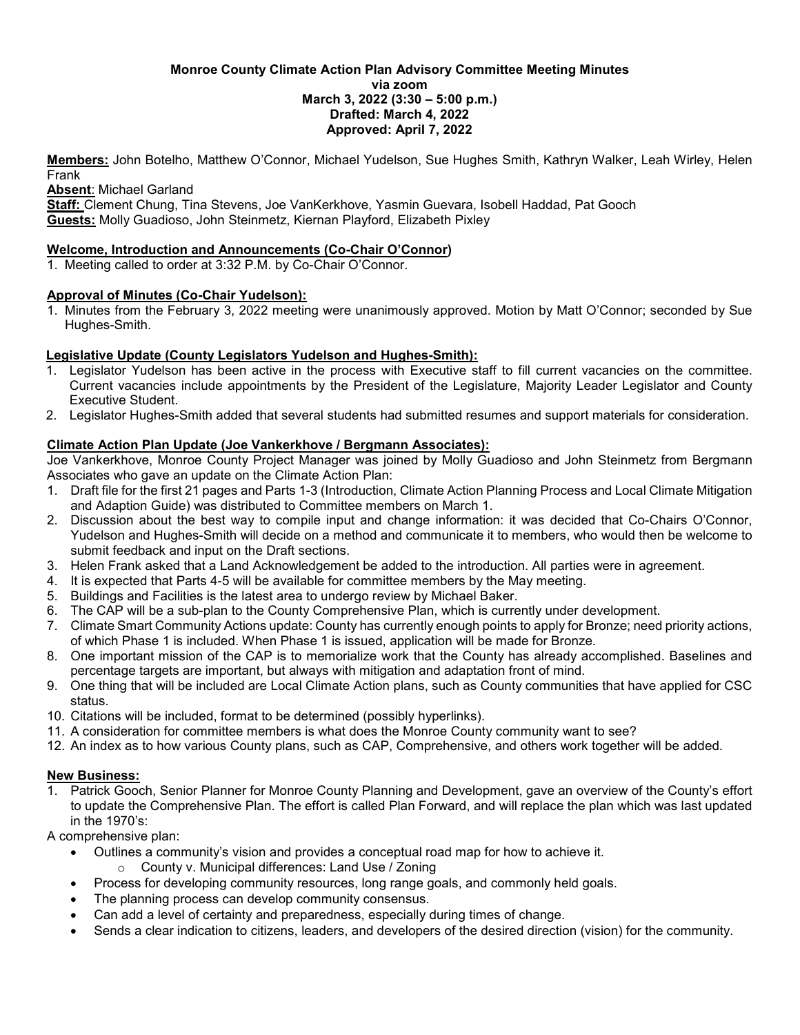**Monroe County Climate Action Plan Advisory Committee Meeting Minutes**
**via zoom**
**March 3, 2022 (3:30 – 5:00 p.m.)**
**Drafted: March 4, 2022**
**Approved: April 7, 2022**

**Members:** John Botelho, Matthew O'Connor, Michael Yudelson, Sue Hughes Smith, Kathryn Walker, Leah Wirley, Helen Frank
**Absent**: Michael Garland
**Staff:** Clement Chung, Tina Stevens, Joe VanKerkhove, Yasmin Guevara, Isobell Haddad, Pat Gooch
**Guests:** Molly Guadioso, John Steinmetz, Kiernan Playford, Elizabeth Pixley

**Welcome, Introduction and Announcements (Co-Chair O'Connor)**

1. Meeting called to order at 3:32 P.M. by Co-Chair O'Connor.

**Approval of Minutes (Co-Chair Yudelson):**

1. Minutes from the February 3, 2022 meeting were unanimously approved. Motion by Matt O'Connor; seconded by Sue Hughes-Smith.

**Legislative Update (County Legislators Yudelson and Hughes-Smith):**

1. Legislator Yudelson has been active in the process with Executive staff to fill current vacancies on the committee. Current vacancies include appointments by the President of the Legislature, Majority Leader Legislator and County Executive Student.
2. Legislator Hughes-Smith added that several students had submitted resumes and support materials for consideration.

**Climate Action Plan Update (Joe Vankerkhove / Bergmann Associates):**

Joe Vankerkhove, Monroe County Project Manager was joined by Molly Guadioso and John Steinmetz from Bergmann Associates who gave an update on the Climate Action Plan:

1. Draft file for the first 21 pages and Parts 1-3 (Introduction, Climate Action Planning Process and Local Climate Mitigation and Adaption Guide) was distributed to Committee members on March 1.
2. Discussion about the best way to compile input and change information: it was decided that Co-Chairs O'Connor, Yudelson and Hughes-Smith will decide on a method and communicate it to members, who would then be welcome to submit feedback and input on the Draft sections.
3. Helen Frank asked that a Land Acknowledgement be added to the introduction. All parties were in agreement.
4. It is expected that Parts 4-5 will be available for committee members by the May meeting.
5. Buildings and Facilities is the latest area to undergo review by Michael Baker.
6. The CAP will be a sub-plan to the County Comprehensive Plan, which is currently under development.
7. Climate Smart Community Actions update: County has currently enough points to apply for Bronze; need priority actions, of which Phase 1 is included. When Phase 1 is issued, application will be made for Bronze.
8. One important mission of the CAP is to memorialize work that the County has already accomplished. Baselines and percentage targets are important, but always with mitigation and adaptation front of mind.
9. One thing that will be included are Local Climate Action plans, such as County communities that have applied for CSC status.
10. Citations will be included, format to be determined (possibly hyperlinks).
11. A consideration for committee members is what does the Monroe County community want to see?
12. An index as to how various County plans, such as CAP, Comprehensive, and others work together will be added.

**New Business:**

1. Patrick Gooch, Senior Planner for Monroe County Planning and Development, gave an overview of the County's effort to update the Comprehensive Plan. The effort is called Plan Forward, and will replace the plan which was last updated in the 1970's:

A comprehensive plan:

- Outlines a community's vision and provides a conceptual road map for how to achieve it.
  - County v. Municipal differences: Land Use / Zoning
- Process for developing community resources, long range goals, and commonly held goals.
- The planning process can develop community consensus.
- Can add a level of certainty and preparedness, especially during times of change.
- Sends a clear indication to citizens, leaders, and developers of the desired direction (vision) for the community.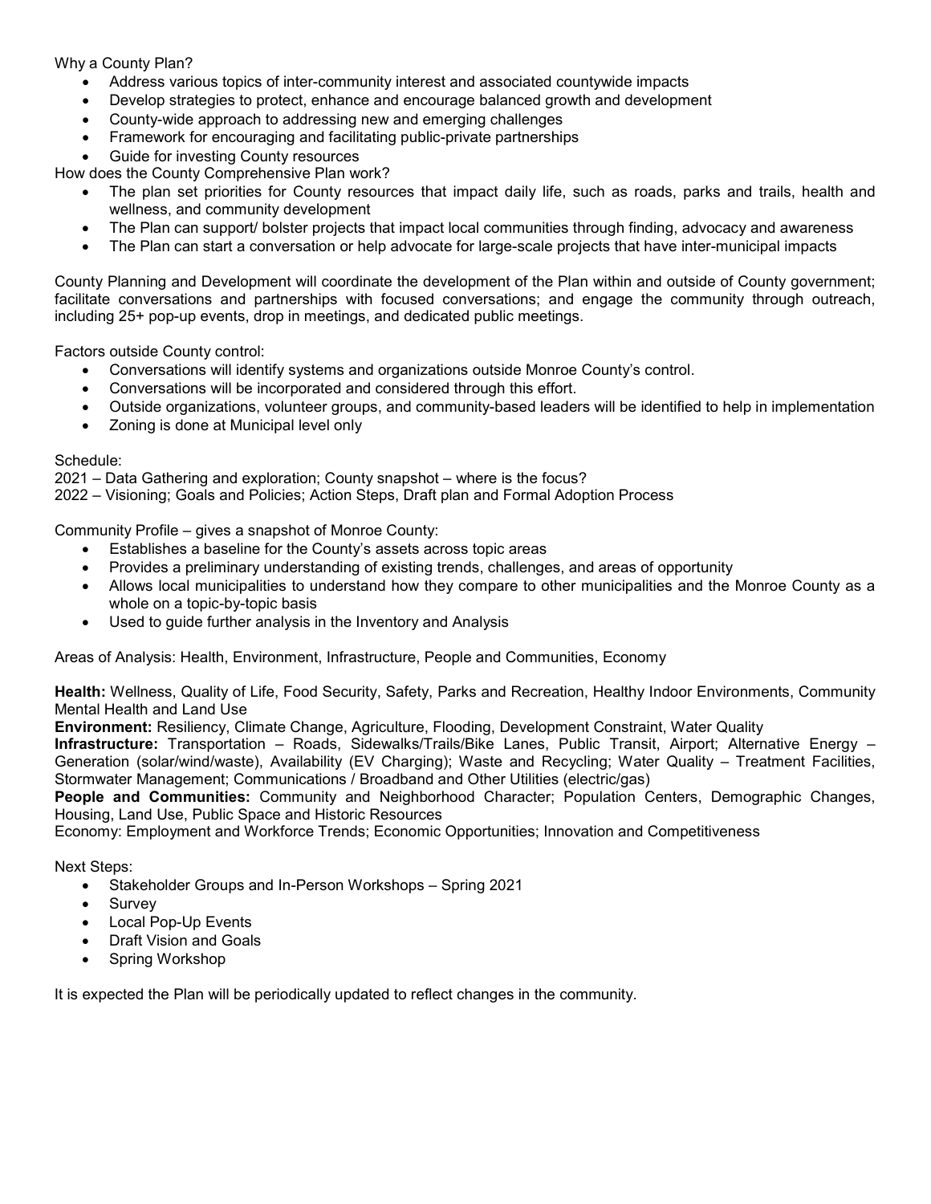Why a County Plan?

- Address various topics of inter-community interest and associated countywide impacts
- Develop strategies to protect, enhance and encourage balanced growth and development
- County-wide approach to addressing new and emerging challenges
- Framework for encouraging and facilitating public-private partnerships
- Guide for investing County resources

How does the County Comprehensive Plan work?

- The plan set priorities for County resources that impact daily life, such as roads, parks and trails, health and wellness, and community development
- The Plan can support/ bolster projects that impact local communities through finding, advocacy and awareness
- The Plan can start a conversation or help advocate for large-scale projects that have inter-municipal impacts

County Planning and Development will coordinate the development of the Plan within and outside of County government; facilitate conversations and partnerships with focused conversations; and engage the community through outreach, including 25+ pop-up events, drop in meetings, and dedicated public meetings.

Factors outside County control:

- Conversations will identify systems and organizations outside Monroe County's control.
- Conversations will be incorporated and considered through this effort.
- Outside organizations, volunteer groups, and community-based leaders will be identified to help in implementation
- Zoning is done at Municipal level only

Schedule:
2021 – Data Gathering and exploration; County snapshot – where is the focus?
2022 – Visioning; Goals and Policies; Action Steps, Draft plan and Formal Adoption Process

Community Profile – gives a snapshot of Monroe County:

- Establishes a baseline for the County's assets across topic areas
- Provides a preliminary understanding of existing trends, challenges, and areas of opportunity
- Allows local municipalities to understand how they compare to other municipalities and the Monroe County as a whole on a topic-by-topic basis
- Used to guide further analysis in the Inventory and Analysis

Areas of Analysis: Health, Environment, Infrastructure, People and Communities, Economy

**Health:** Wellness, Quality of Life, Food Security, Safety, Parks and Recreation, Healthy Indoor Environments, Community Mental Health and Land Use
**Environment:** Resiliency, Climate Change, Agriculture, Flooding, Development Constraint, Water Quality
**Infrastructure:** Transportation – Roads, Sidewalks/Trails/Bike Lanes, Public Transit, Airport; Alternative Energy – Generation (solar/wind/waste), Availability (EV Charging); Waste and Recycling; Water Quality – Treatment Facilities, Stormwater Management; Communications / Broadband and Other Utilities (electric/gas)
**People and Communities:** Community and Neighborhood Character; Population Centers, Demographic Changes, Housing, Land Use, Public Space and Historic Resources
Economy: Employment and Workforce Trends; Economic Opportunities; Innovation and Competitiveness

Next Steps:

- Stakeholder Groups and In-Person Workshops – Spring 2021
- Survey
- Local Pop-Up Events
- Draft Vision and Goals
- Spring Workshop

It is expected the Plan will be periodically updated to reflect changes in the community.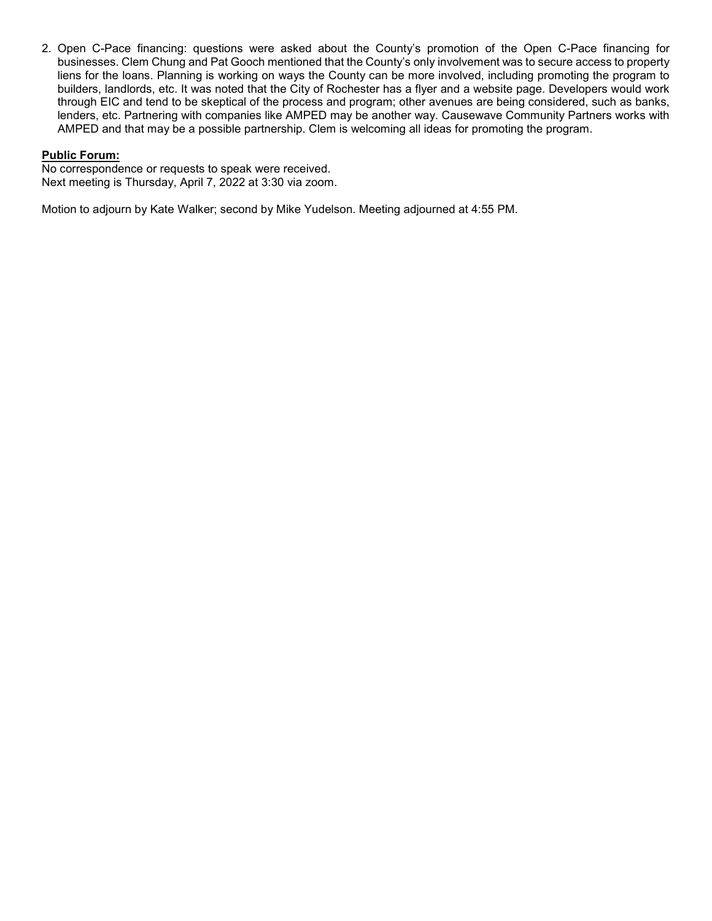2. Open C-Pace financing: questions were asked about the County's promotion of the Open C-Pace financing for businesses. Clem Chung and Pat Gooch mentioned that the County's only involvement was to secure access to property liens for the loans. Planning is working on ways the County can be more involved, including promoting the program to builders, landlords, etc. It was noted that the City of Rochester has a flyer and a website page. Developers would work through EIC and tend to be skeptical of the process and program; other avenues are being considered, such as banks, lenders, etc. Partnering with companies like AMPED may be another way. Causewave Community Partners works with AMPED and that may be a possible partnership. Clem is welcoming all ideas for promoting the program.

**Public Forum:**

No correspondence or requests to speak were received.
Next meeting is Thursday, April 7, 2022 at 3:30 via zoom.

Motion to adjourn by Kate Walker; second by Mike Yudelson. Meeting adjourned at 4:55 PM.